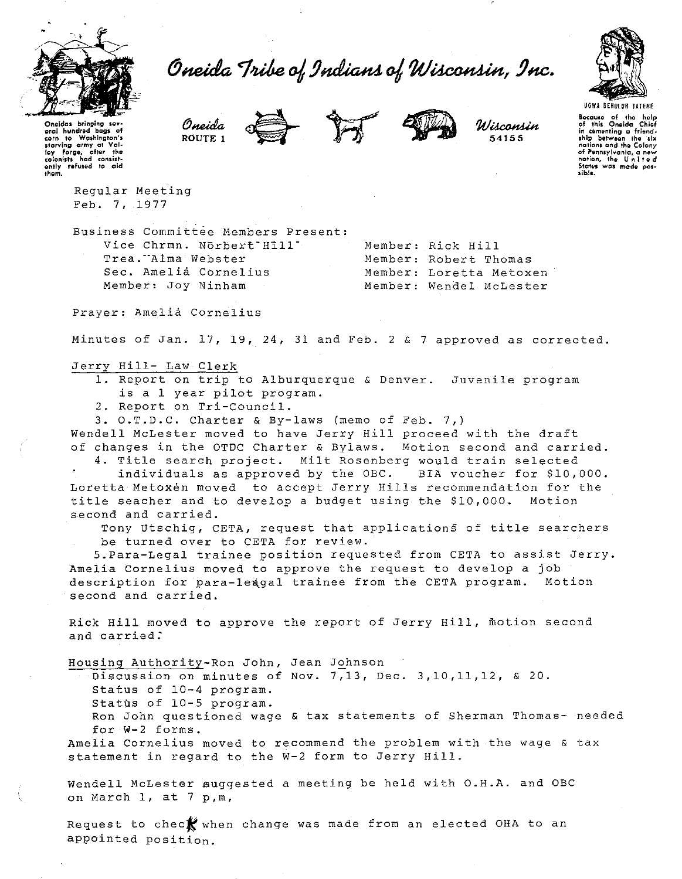# Oneida Tribe of Indians of Wisconsin, Inc.

Oneidas bringing several hundred bags of corn to Washington's starving army at Valley Forge, after the colonists had consistently refused to aid them.

Oneida ROUTE 1 — Wisconsin 54155

UGWA DEHOLUH YATEHE

Because of the help of this Oneida Chief in cementing a friendship between the six nations and the Colony of Pennsylvania, a new nation, the United States was made possible.

Regular Meeting
Feb. 7, 1977

Business Committee Members Present:

| | |
|---|---|
| Vice Chrmn. Norbert Hill | Member: Rick Hill |
| Trea. Alma Webster | Member: Robert Thomas |
| Sec. Amelia Cornelius | Member: Loretta Metoxen |
| Member: Joy Ninham | Member: Wendel McLester |

Prayer: Amelia Cornelius

Minutes of Jan. 17, 19, 24, 31 and Feb. 2 & 7 approved as corrected.

Jerry Hill- Law Clerk

1. Report on trip to Alburquerque & Denver. Juvenile program is a 1 year pilot program.
2. Report on Tri-Council.
3. O.T.D.C. Charter & By-laws (memo of Feb. 7,)

Wendell McLester moved to have Jerry Hill proceed with the draft of changes in the OTDC Charter & Bylaws. Motion second and carried.

4. Title search project. Milt Rosenberg would train selected individuals as approved by the OBC. BIA voucher for $10,000.

Loretta Metoxen moved to accept Jerry Hills recommendation for the title seacher and to develop a budget using the $10,000. Motion second and carried.

Tony Utschig, CETA, request that applications of title searchers be turned over to CETA for review.

5. Para-Legal trainee position requested from CETA to assist Jerry.

Amelia Cornelius moved to approve the request to develop a job description for para-leagal trainee from the CETA program. Motion second and carried.

Rick Hill moved to approve the report of Jerry Hill, motion second and carried.

Housing Authority-Ron John, Jean Johnson

Discussion on minutes of Nov. 7,13, Dec. 3,10,11,12, & 20.
Status of 10-4 program.
Status of 10-5 program.
Ron John questioned wage & tax statements of Sherman Thomas- needed for W-2 forms.

Amelia Cornelius moved to recommend the problem with the wage & tax statement in regard to the W-2 form to Jerry Hill.

Wendell McLester suggested a meeting be held with O.H.A. and OBC on March 1, at 7 p,m,

Request to check when change was made from an elected OHA to an appointed position.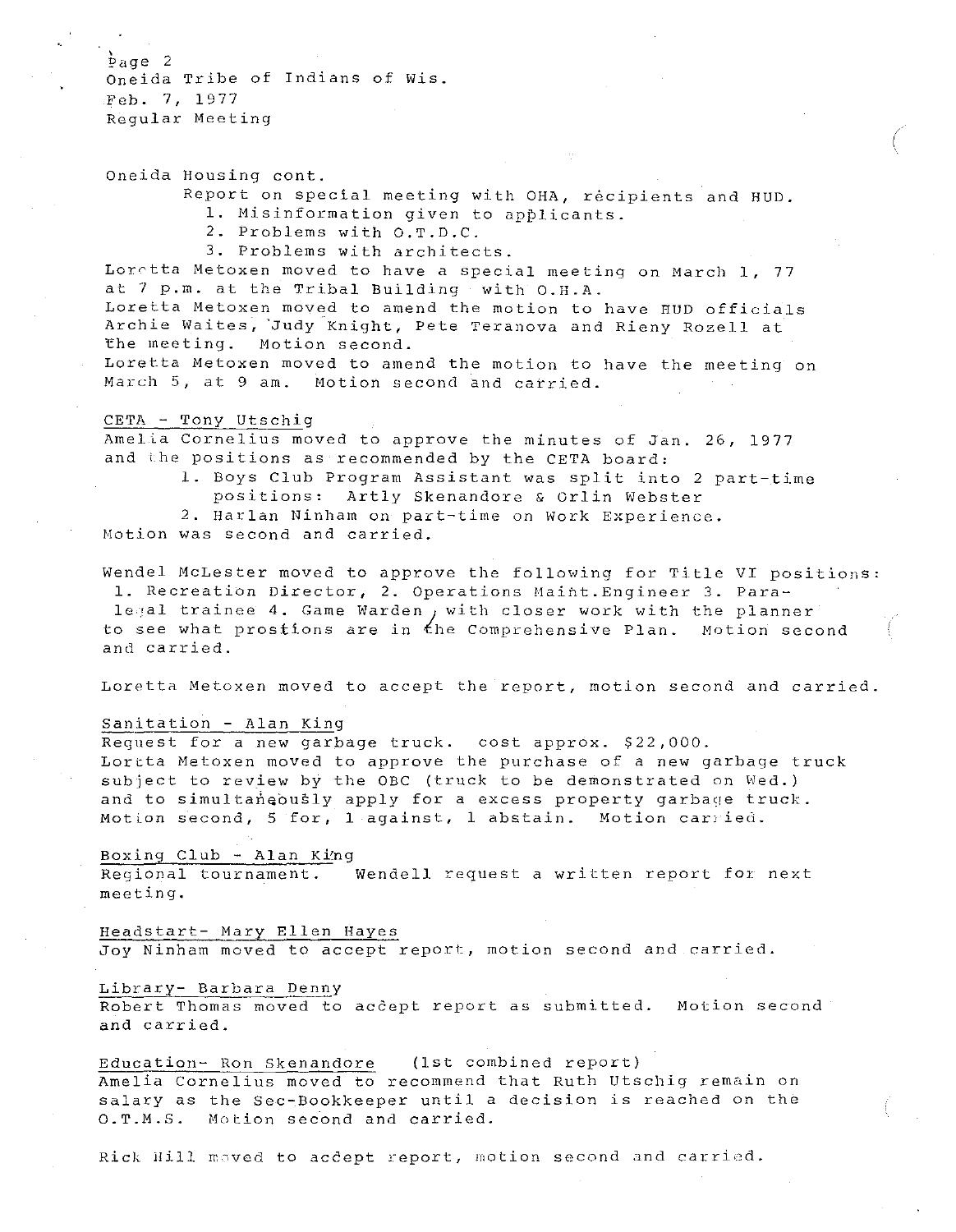Page 2
Oneida Tribe of Indians of Wis.
Feb. 7, 1977
Regular Meeting

Oneida Housing cont.

Report on special meeting with OHA, recipients and HUD.

1. Misinformation given to applicants.
2. Problems with O.T.D.C.
3. Problems with architects.

Loretta Metoxen moved to have a special meeting on March 1, 77 at 7 p.m. at the Tribal Building with O.H.A.
Loretta Metoxen moved to amend the motion to have HUD officials Archie Waites, Judy Knight, Pete Teranova and Rieny Rozell at the meeting. Motion second.
Loretta Metoxen moved to amend the motion to have the meeting on March 5, at 9 am. Motion second and carried.

<u>CETA - Tony Utschig</u>
Amelia Cornelius moved to approve the minutes of Jan. 26, 1977 and the positions as recommended by the CETA board:

1. Boys Club Program Assistant was split into 2 part-time positions: Artly Skenandore & Orlin Webster
2. Harlan Ninham on part-time on Work Experience.

Motion was second and carried.

Wendel McLester moved to approve the following for Title VI positions: 1. Recreation Director, 2. Operations Maint.Engineer 3. Para-legal trainee 4. Game Warden, with closer work with the planner to see what prostions are in the Comprehensive Plan. Motion second and carried.

Loretta Metoxen moved to accept the report, motion second and carried.

<u>Sanitation - Alan King</u>
Request for a new garbage truck. cost approx. $22,000.
Loretta Metoxen moved to approve the purchase of a new garbage truck subject to review by the OBC (truck to be demonstrated on Wed.) and to simultaneously apply for a excess property garbage truck. Motion second, 5 for, 1 against, 1 abstain. Motion carried.

<u>Boxing Club - Alan King</u>
Regional tournament. Wendell request a written report for next meeting.

<u>Headstart- Mary Ellen Hayes</u>
Joy Ninham moved to accept report, motion second and carried.

<u>Library- Barbara Denny</u>
Robert Thomas moved to accept report as submitted. Motion second and carried.

<u>Education- Ron Skenandore</u> (1st combined report)
Amelia Cornelius moved to recommend that Ruth Utschig remain on salary as the Sec-Bookkeeper until a decision is reached on the O.T.M.S. Motion second and carried.

Rick Hill moved to accept report, motion second and carried.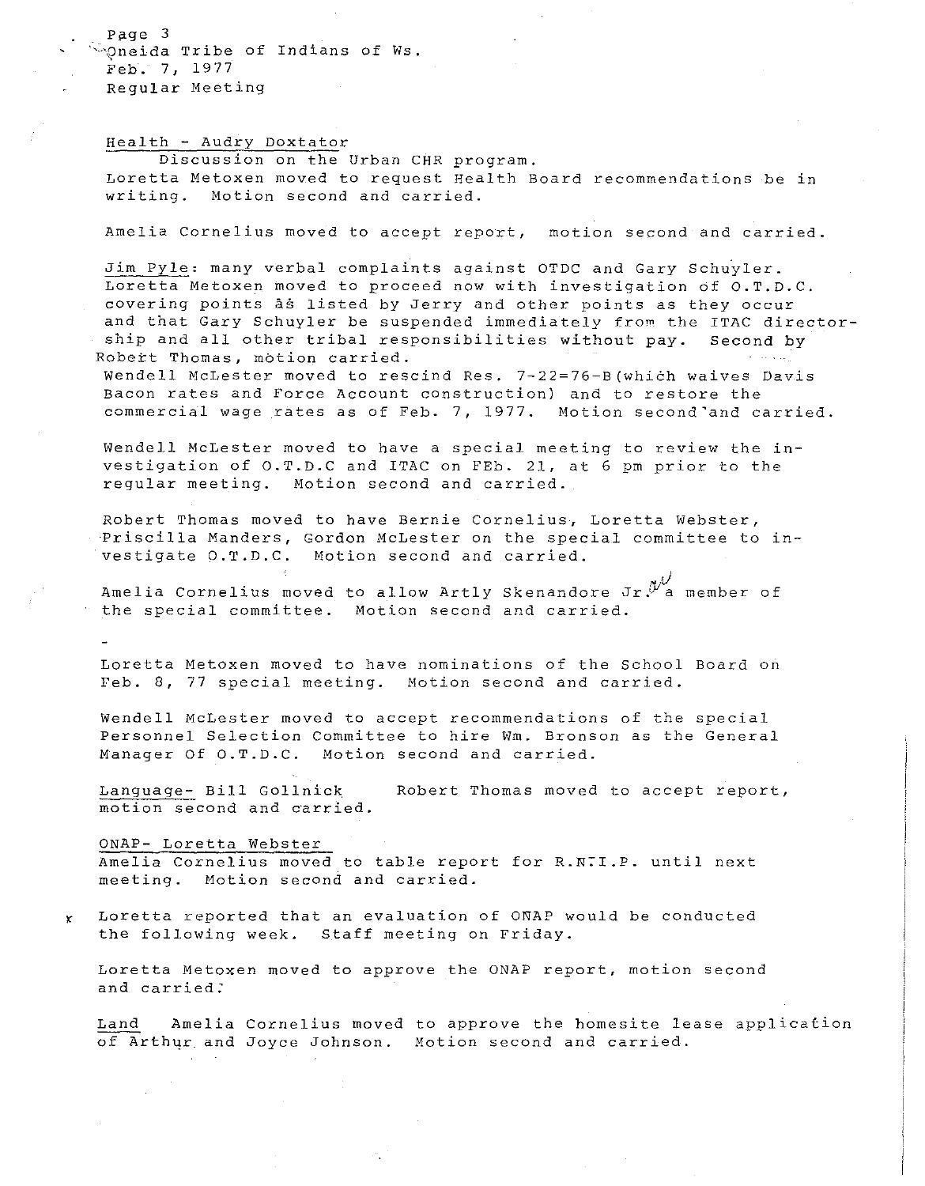Page 3
Oneida Tribe of Indians of Ws.
Feb. 7, 1977
Regular Meeting

Health - Audry Doxtator

Discussion on the Urban CHR program.
Loretta Metoxen moved to request Health Board recommendations be in writing. Motion second and carried.

Amelia Cornelius moved to accept report, motion second and carried.

Jim Pyle: many verbal complaints against OTDC and Gary Schuyler. Loretta Metoxen moved to proceed now with investigation of O.T.D.C. covering points as listed by Jerry and other points as they occur and that Gary Schuyler be suspended immediately from the ITAC directorship and all other tribal responsibilities without pay. Second by Robert Thomas, motion carried.
Wendell McLester moved to rescind Res. 7-22=76-B (which waives Davis Bacon rates and Force Account construction) and to restore the commercial wage rates as of Feb. 7, 1977. Motion second and carried.

Wendell McLester moved to have a special meeting to review the investigation of O.T.D.C and ITAC on FEb. 21, at 6 pm prior to the regular meeting. Motion second and carried.

Robert Thomas moved to have Bernie Cornelius, Loretta Webster, Priscilla Manders, Gordon McLester on the special committee to investigate O.T.D.C. Motion second and carried.

Amelia Cornelius moved to allow Artly Skenandore Jr. a member of the special committee. Motion second and carried.

-

Loretta Metoxen moved to have nominations of the School Board on Feb. 8, 77 special meeting. Motion second and carried.

Wendell McLester moved to accept recommendations of the special Personnel Selection Committee to hire Wm. Bronson as the General Manager Of O.T.D.C. Motion second and carried.

Language- Bill Gollnick Robert Thomas moved to accept report, motion second and carried.

ONAP- Loretta Webster

Amelia Cornelius moved to table report for R.N.I.P. until next meeting. Motion second and carried.

Loretta reported that an evaluation of ONAP would be conducted the following week. Staff meeting on Friday.

Loretta Metoxen moved to approve the ONAP report, motion second and carried.

Land Amelia Cornelius moved to approve the homesite lease application of Arthur and Joyce Johnson. Motion second and carried.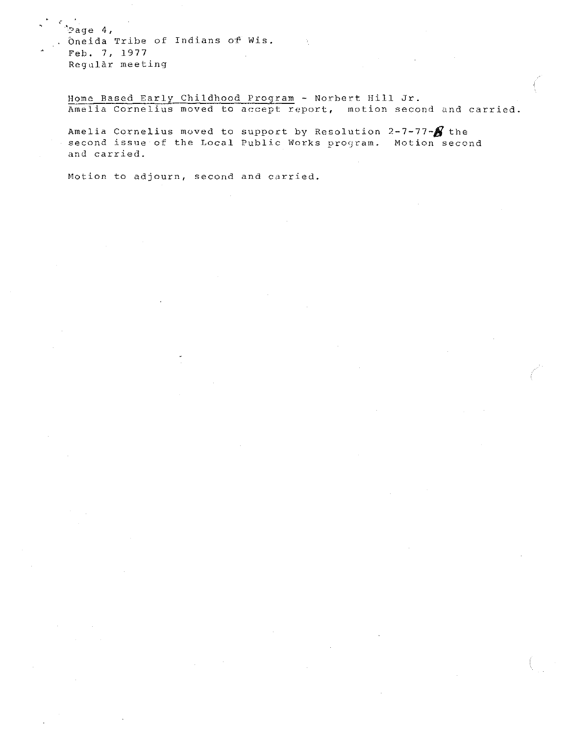Home Based Early Childhood Program - Norbert Hill Jr.
Amelia Cornelius moved to accept report, motion second and carried.

Amelia Cornelius moved to support by Resolution 2-7-77-B the second issue of the Local Public Works program. Motion second and carried.

Motion to adjourn, second and carried.